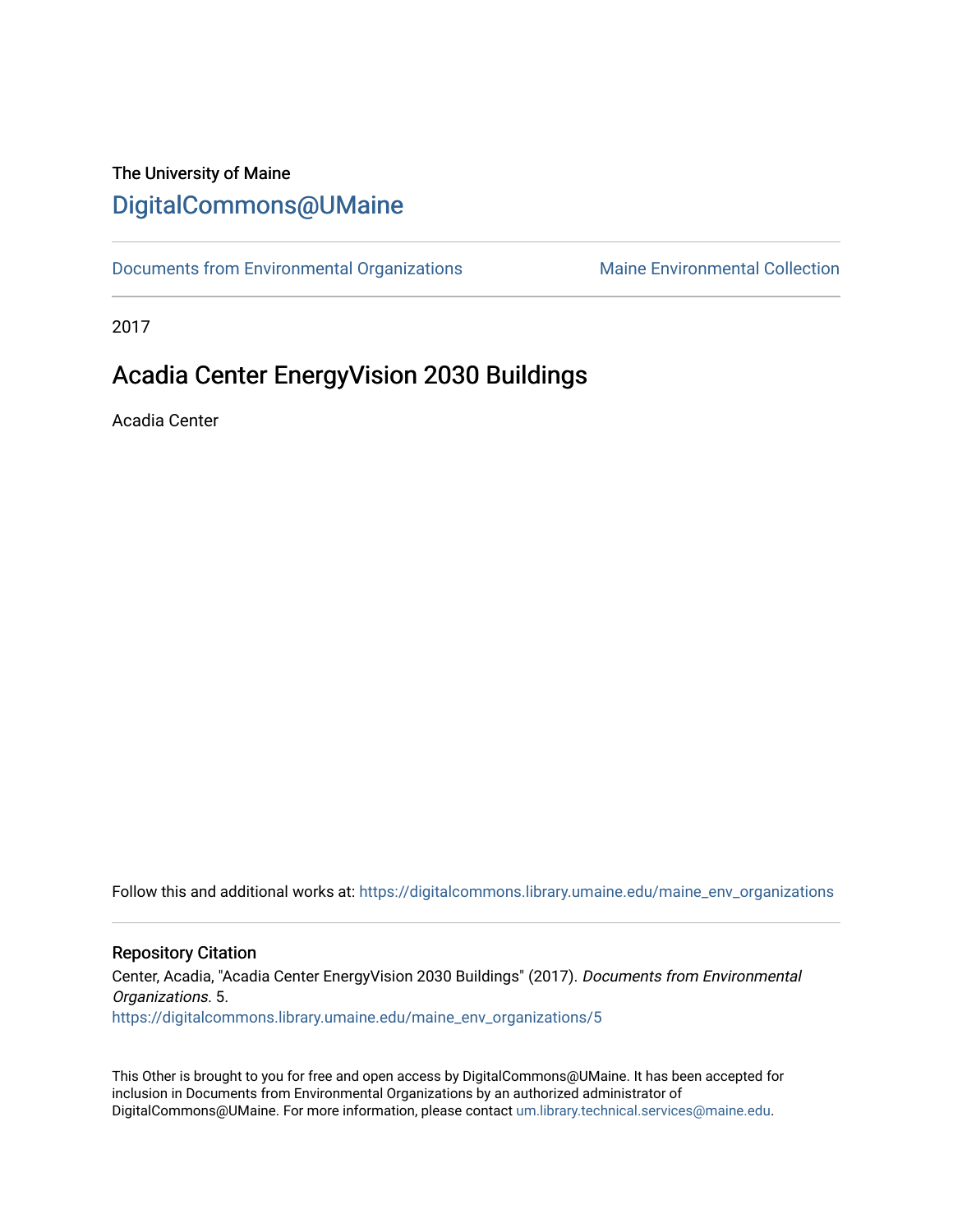The University of Maine

## DigitalCommons@UMaine

Documents from Environmental Organizations | Maine Environmental Collection

2017

# Acadia Center EnergyVision 2030 Buildings

Acadia Center

Follow this and additional works at: https://digitalcommons.library.umaine.edu/maine_env_organizations

### Repository Citation

Center, Acadia, "Acadia Center EnergyVision 2030 Buildings" (2017). *Documents from Environmental Organizations*. 5.
https://digitalcommons.library.umaine.edu/maine_env_organizations/5

This Other is brought to you for free and open access by DigitalCommons@UMaine. It has been accepted for inclusion in Documents from Environmental Organizations by an authorized administrator of DigitalCommons@UMaine. For more information, please contact um.library.technical.services@maine.edu.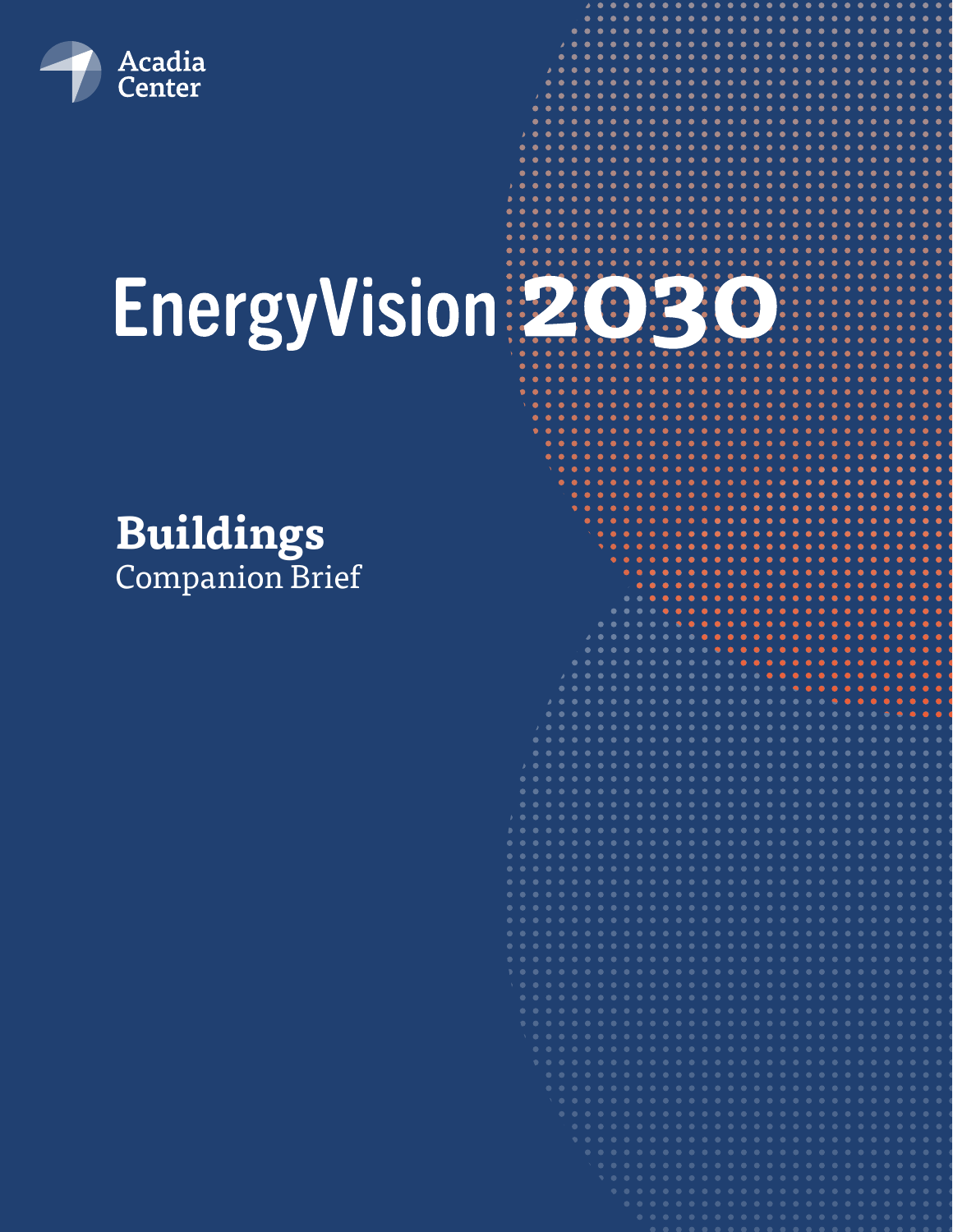Acadia Center

# EnergyVision 2030

## Buildings

Companion Brief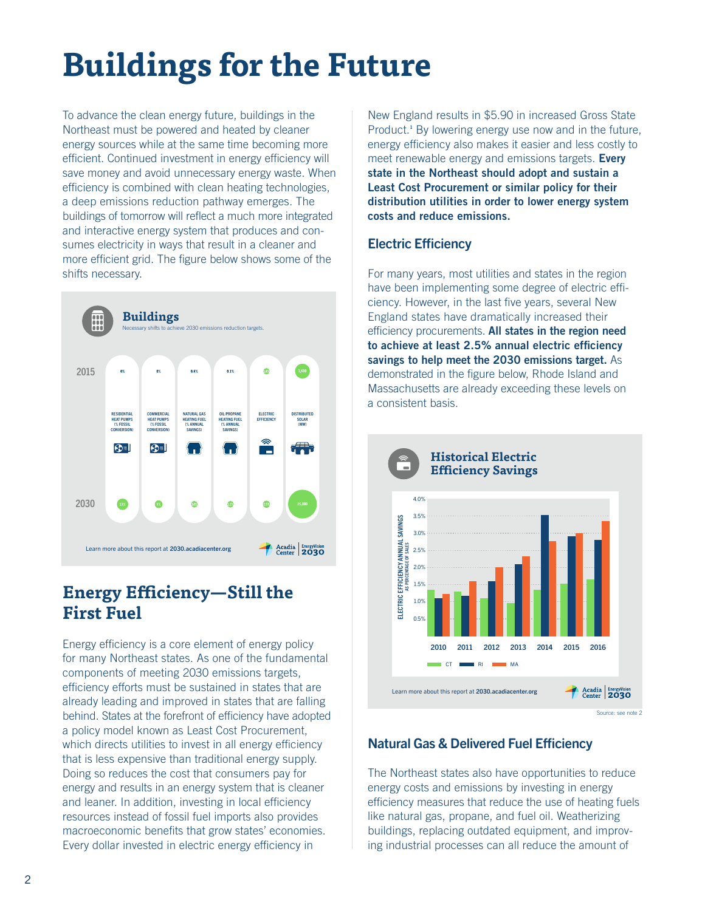# Buildings for the Future

To advance the clean energy future, buildings in the Northeast must be powered and heated by cleaner energy sources while at the same time becoming more efficient. Continued investment in energy efficiency will save money and avoid unnecessary energy waste. When efficiency is combined with clean heating technologies, a deep emissions reduction pathway emerges. The buildings of tomorrow will reflect a much more integrated and interactive energy system that produces and consumes electricity in ways that result in a cleaner and more efficient grid. The figure below shows some of the shifts necessary.

**Buildings**
Necessary shifts to achieve 2030 emissions reduction targets.

2015
0%
0%
0.6%
0.1%
1.6%
1,630

RESIDENTIAL HEAT PUMPS (% FOSSIL CONVERSION)
COMMERCIAL HEAT PUMPS (% FOSSIL CONVERSION)
NATURAL GAS HEATING FUEL (% ANNUAL SAVINGS)
OIL/PROPANE HEATING FUEL (% ANNUAL SAVINGS)
ELECTRIC EFFICIENCY
DISTRIBUTED SOLAR (MW)

2030
15%
5%
1.6%
1.2%
2.5%
25,000

Learn more about this report at 2030.acadiacenter.org

Acadia Center | EnergyVision 2030

## Energy Efficiency—Still the First Fuel

Energy efficiency is a core element of energy policy for many Northeast states. As one of the fundamental components of meeting 2030 emissions targets, efficiency efforts must be sustained in states that are already leading and improved in states that are falling behind. States at the forefront of efficiency have adopted a policy model known as Least Cost Procurement, which directs utilities to invest in all energy efficiency that is less expensive than traditional energy supply. Doing so reduces the cost that consumers pay for energy and results in an energy system that is cleaner and leaner. In addition, investing in local efficiency resources instead of fossil fuel imports also provides macroeconomic benefits that grow states' economies. Every dollar invested in electric energy efficiency in New England results in $5.90 in increased Gross State Product.[1] By lowering energy use now and in the future, energy efficiency also makes it easier and less costly to meet renewable energy and emissions targets. **Every state in the Northeast should adopt and sustain a Least Cost Procurement or similar policy for their distribution utilities in order to lower energy system costs and reduce emissions.**

### Electric Efficiency

For many years, most utilities and states in the region have been implementing some degree of electric efficiency. However, in the last five years, several New England states have dramatically increased their efficiency procurements. **All states in the region need to achieve at least 2.5% annual electric efficiency savings to help meet the 2030 emissions target.** As demonstrated in the figure below, Rhode Island and Massachusetts are already exceeding these levels on a consistent basis.

**Historical Electric Efficiency Savings**

ELECTRIC EFFICIENCY ANNUAL SAVINGS AS PERCENTAGE OF SALES

4.0%
3.5%
3.0%
2.5%
2.0%
1.5%
1.0%
0.5%

2010 2011 2012 2013 2014 2015 2016

CT RI MA

Learn more about this report at 2030.acadiacenter.org

Acadia Center | EnergyVision 2030

Source: see note 2

### Natural Gas & Delivered Fuel Efficiency

The Northeast states also have opportunities to reduce energy costs and emissions by investing in energy efficiency measures that reduce the use of heating fuels like natural gas, propane, and fuel oil. Weatherizing buildings, replacing outdated equipment, and improving industrial processes can all reduce the amount of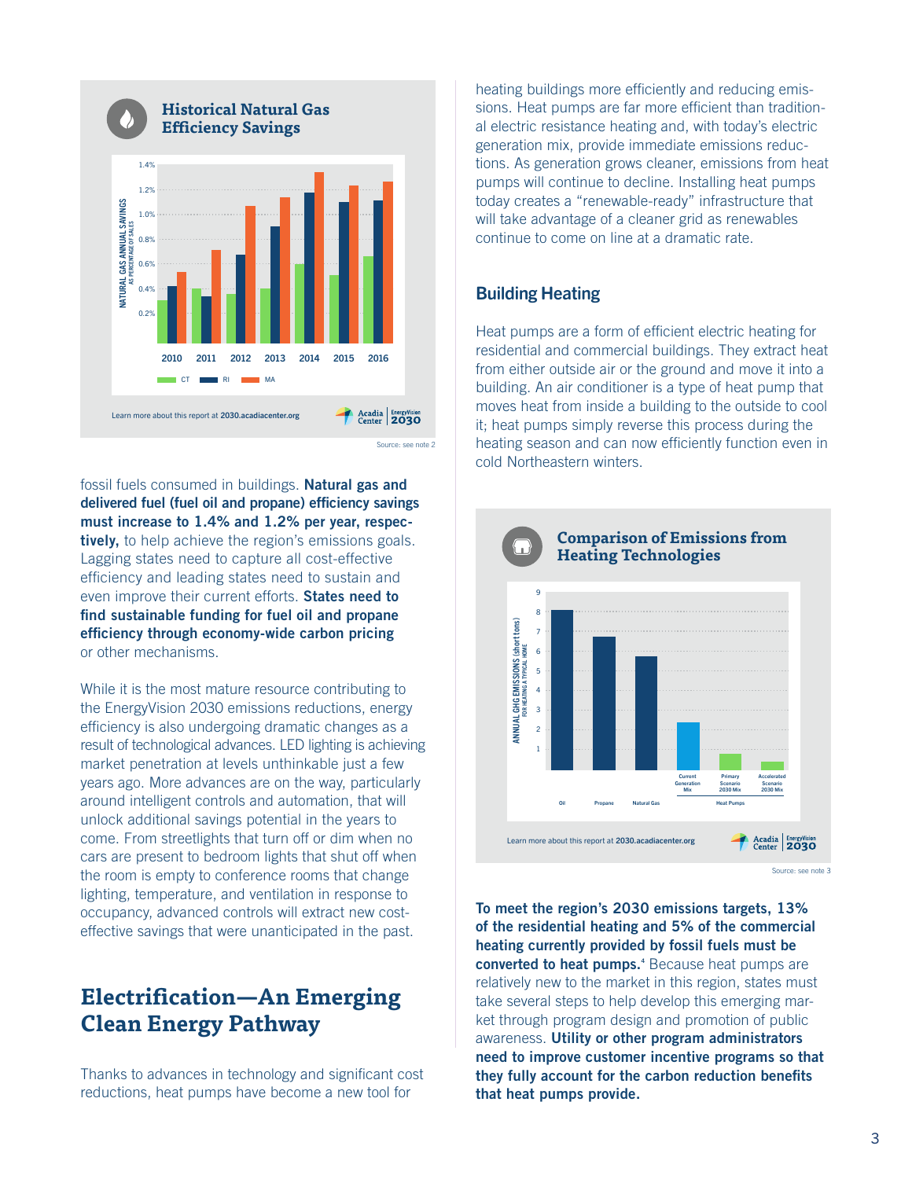### Historical Natural Gas Efficiency Savings

Source: see note 2

fossil fuels consumed in buildings. **Natural gas and delivered fuel (fuel oil and propane) efficiency savings must increase to 1.4% and 1.2% per year, respectively,** to help achieve the region's emissions goals. Lagging states need to capture all cost-effective efficiency and leading states need to sustain and even improve their current efforts. **States need to find sustainable funding for fuel oil and propane efficiency through economy-wide carbon pricing** or other mechanisms.

While it is the most mature resource contributing to the EnergyVision 2030 emissions reductions, energy efficiency is also undergoing dramatic changes as a result of technological advances. LED lighting is achieving market penetration at levels unthinkable just a few years ago. More advances are on the way, particularly around intelligent controls and automation, that will unlock additional savings potential in the years to come. From streetlights that turn off or dim when no cars are present to bedroom lights that shut off when the room is empty to conference rooms that change lighting, temperature, and ventilation in response to occupancy, advanced controls will extract new cost-effective savings that were unanticipated in the past.

## Electrification—An Emerging Clean Energy Pathway

Thanks to advances in technology and significant cost reductions, heat pumps have become a new tool for heating buildings more efficiently and reducing emissions. Heat pumps are far more efficient than traditional electric resistance heating and, with today's electric generation mix, provide immediate emissions reductions. As generation grows cleaner, emissions from heat pumps will continue to decline. Installing heat pumps today creates a "renewable-ready" infrastructure that will take advantage of a cleaner grid as renewables continue to come on line at a dramatic rate.

### Building Heating

Heat pumps are a form of efficient electric heating for residential and commercial buildings. They extract heat from either outside air or the ground and move it into a building. An air conditioner is a type of heat pump that moves heat from inside a building to the outside to cool it; heat pumps simply reverse this process during the heating season and can now efficiently function even in cold Northeastern winters.

### Comparison of Emissions from Heating Technologies

Source: see note 3

**To meet the region's 2030 emissions targets, 13% of the residential heating and 5% of the commercial heating currently provided by fossil fuels must be converted to heat pumps.**[4] Because heat pumps are relatively new to the market in this region, states must take several steps to help develop this emerging market through program design and promotion of public awareness. **Utility or other program administrators need to improve customer incentive programs so that they fully account for the carbon reduction benefits that heat pumps provide.**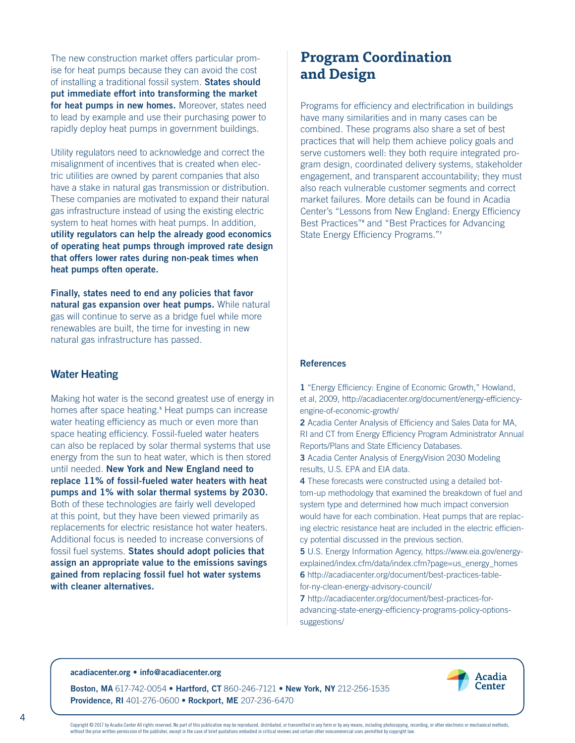The new construction market offers particular promise for heat pumps because they can avoid the cost of installing a traditional fossil system. **States should put immediate effort into transforming the market for heat pumps in new homes.** Moreover, states need to lead by example and use their purchasing power to rapidly deploy heat pumps in government buildings.

Utility regulators need to acknowledge and correct the misalignment of incentives that is created when electric utilities are owned by parent companies that also have a stake in natural gas transmission or distribution. These companies are motivated to expand their natural gas infrastructure instead of using the existing electric system to heat homes with heat pumps. In addition, **utility regulators can help the already good economics of operating heat pumps through improved rate design that offers lower rates during non-peak times when heat pumps often operate.**

**Finally, states need to end any policies that favor natural gas expansion over heat pumps.** While natural gas will continue to serve as a bridge fuel while more renewables are built, the time for investing in new natural gas infrastructure has passed.

### Water Heating

Making hot water is the second greatest use of energy in homes after space heating.[5] Heat pumps can increase water heating efficiency as much or even more than space heating efficiency. Fossil-fueled water heaters can also be replaced by solar thermal systems that use energy from the sun to heat water, which is then stored until needed. **New York and New England need to replace 11% of fossil-fueled water heaters with heat pumps and 1% with solar thermal systems by 2030.** Both of these technologies are fairly well developed at this point, but they have been viewed primarily as replacements for electric resistance hot water heaters. Additional focus is needed to increase conversions of fossil fuel systems. **States should adopt policies that assign an appropriate value to the emissions savings gained from replacing fossil fuel hot water systems with cleaner alternatives.**

## Program Coordination and Design

Programs for efficiency and electrification in buildings have many similarities and in many cases can be combined. These programs also share a set of best practices that will help them achieve policy goals and serve customers well: they both require integrated program design, coordinated delivery systems, stakeholder engagement, and transparent accountability; they must also reach vulnerable customer segments and correct market failures. More details can be found in Acadia Center's "Lessons from New England: Energy Efficiency Best Practices"[6] and "Best Practices for Advancing State Energy Efficiency Programs."[7]

### References

**1** "Energy Efficiency: Engine of Economic Growth," Howland, et al, 2009, http://acadiacenter.org/document/energy-efficiency-engine-of-economic-growth/

**2** Acadia Center Analysis of Efficiency and Sales Data for MA, RI and CT from Energy Efficiency Program Administrator Annual Reports/Plans and State Efficiency Databases.

**3** Acadia Center Analysis of EnergyVision 2030 Modeling results, U.S. EPA and EIA data.

**4** These forecasts were constructed using a detailed bottom-up methodology that examined the breakdown of fuel and system type and determined how much impact conversion would have for each combination. Heat pumps that are replacing electric resistance heat are included in the electric efficiency potential discussed in the previous section.

**5** U.S. Energy Information Agency, https://www.eia.gov/energyexplained/index.cfm/data/index.cfm?page=us_energy_homes

**6** http://acadiacenter.org/document/best-practices-table-for-ny-clean-energy-advisory-council/

**7** http://acadiacenter.org/document/best-practices-for-advancing-state-energy-efficiency-programs-policy-options-suggestions/

**acadiacenter.org • info@acadiacenter.org**

**Boston, MA** 617-742-0054 • **Hartford, CT** 860-246-7121 • **New York, NY** 212-256-1535
**Providence, RI** 401-276-0600 • **Rockport, ME** 207-236-6470

Acadia Center

Copyright © 2017 by Acadia Center All rights reserved. No part of this publication may be reproduced, distributed, or transmitted in any form or by any means, including photocopying, recording, or other electronic or mechanical methods, without the prior written permission of the publisher, except in the case of brief quotations embodied in critical reviews and certain other noncommercial uses permitted by copyright law.